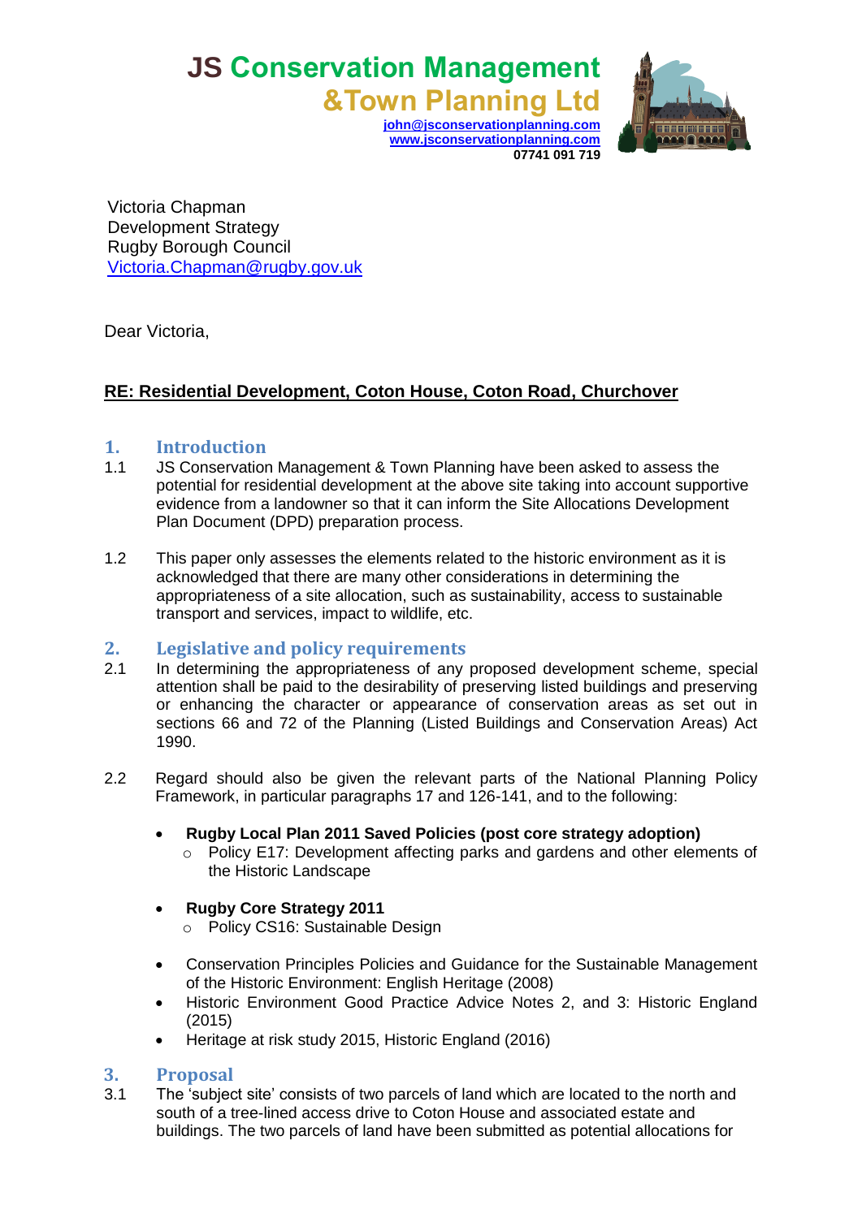**JS Conservation Management**
**&Town Planning Ltd**
john@jsconservationplanning.com
www.jsconservationplanning.com
07741 091 719

Victoria Chapman
Development Strategy
Rugby Borough Council
Victoria.Chapman@rugby.gov.uk

Dear Victoria,

**RE: Residential Development, Coton House, Coton Road, Churchover**

## 1. Introduction

1.1 JS Conservation Management & Town Planning have been asked to assess the potential for residential development at the above site taking into account supportive evidence from a landowner so that it can inform the Site Allocations Development Plan Document (DPD) preparation process.

1.2 This paper only assesses the elements related to the historic environment as it is acknowledged that there are many other considerations in determining the appropriateness of a site allocation, such as sustainability, access to sustainable transport and services, impact to wildlife, etc.

## 2. Legislative and policy requirements

2.1 In determining the appropriateness of any proposed development scheme, special attention shall be paid to the desirability of preserving listed buildings and preserving or enhancing the character or appearance of conservation areas as set out in sections 66 and 72 of the Planning (Listed Buildings and Conservation Areas) Act 1990.

2.2 Regard should also be given the relevant parts of the National Planning Policy Framework, in particular paragraphs 17 and 126-141, and to the following:

- **Rugby Local Plan 2011 Saved Policies (post core strategy adoption)**
  - Policy E17: Development affecting parks and gardens and other elements of the Historic Landscape
- **Rugby Core Strategy 2011**
  - Policy CS16: Sustainable Design
- Conservation Principles Policies and Guidance for the Sustainable Management of the Historic Environment: English Heritage (2008)
- Historic Environment Good Practice Advice Notes 2, and 3: Historic England (2015)
- Heritage at risk study 2015, Historic England (2016)

## 3. Proposal

3.1 The 'subject site' consists of two parcels of land which are located to the north and south of a tree-lined access drive to Coton House and associated estate and buildings. The two parcels of land have been submitted as potential allocations for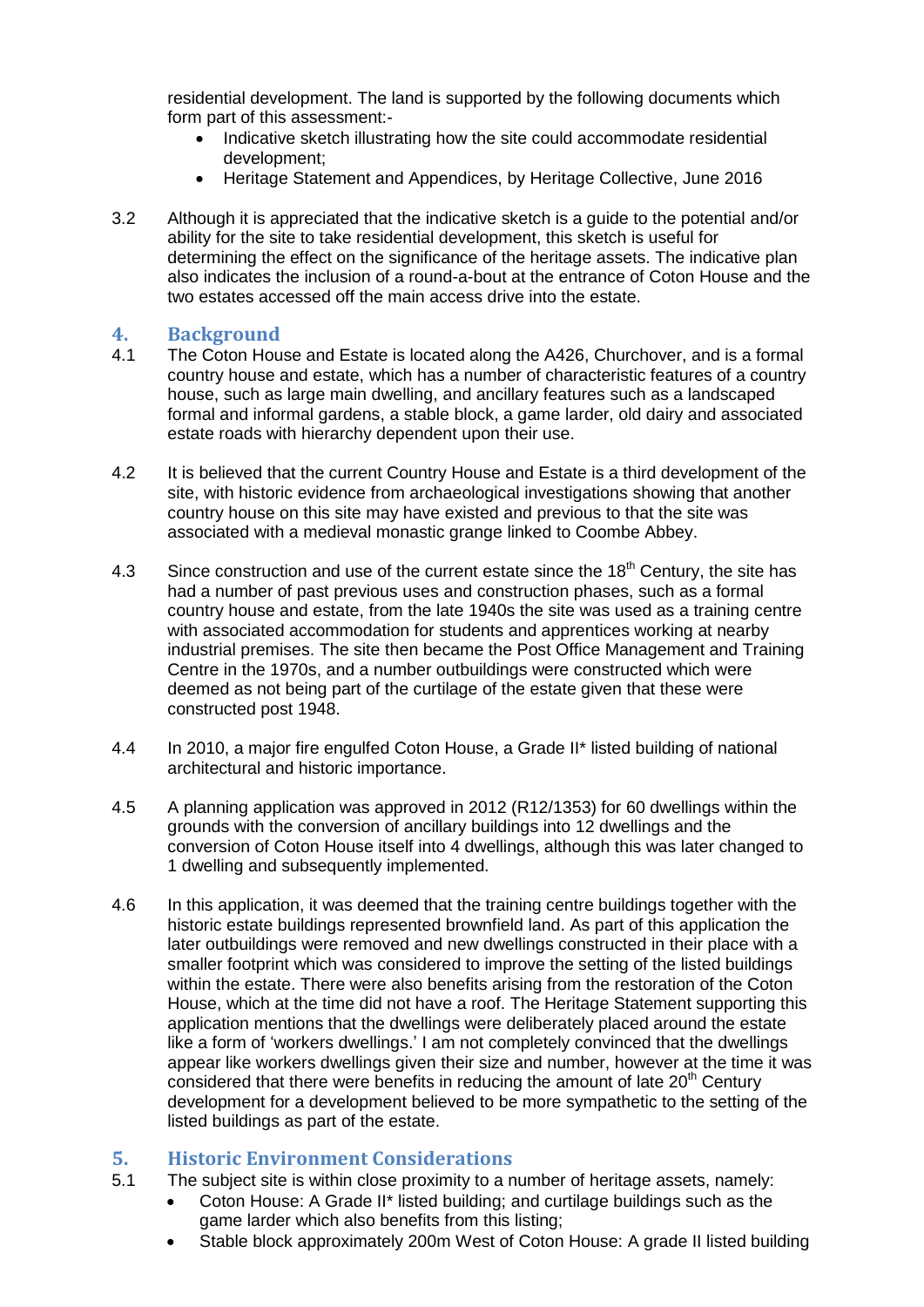residential development. The land is supported by the following documents which form part of this assessment:-

- Indicative sketch illustrating how the site could accommodate residential development;
- Heritage Statement and Appendices, by Heritage Collective, June 2016

3.2 Although it is appreciated that the indicative sketch is a guide to the potential and/or ability for the site to take residential development, this sketch is useful for determining the effect on the significance of the heritage assets. The indicative plan also indicates the inclusion of a round-a-bout at the entrance of Coton House and the two estates accessed off the main access drive into the estate.

## 4. Background

4.1 The Coton House and Estate is located along the A426, Churchover, and is a formal country house and estate, which has a number of characteristic features of a country house, such as large main dwelling, and ancillary features such as a landscaped formal and informal gardens, a stable block, a game larder, old dairy and associated estate roads with hierarchy dependent upon their use.

4.2 It is believed that the current Country House and Estate is a third development of the site, with historic evidence from archaeological investigations showing that another country house on this site may have existed and previous to that the site was associated with a medieval monastic grange linked to Coombe Abbey.

4.3 Since construction and use of the current estate since the 18th Century, the site has had a number of past previous uses and construction phases, such as a formal country house and estate, from the late 1940s the site was used as a training centre with associated accommodation for students and apprentices working at nearby industrial premises. The site then became the Post Office Management and Training Centre in the 1970s, and a number outbuildings were constructed which were deemed as not being part of the curtilage of the estate given that these were constructed post 1948.

4.4 In 2010, a major fire engulfed Coton House, a Grade II* listed building of national architectural and historic importance.

4.5 A planning application was approved in 2012 (R12/1353) for 60 dwellings within the grounds with the conversion of ancillary buildings into 12 dwellings and the conversion of Coton House itself into 4 dwellings, although this was later changed to 1 dwelling and subsequently implemented.

4.6 In this application, it was deemed that the training centre buildings together with the historic estate buildings represented brownfield land. As part of this application the later outbuildings were removed and new dwellings constructed in their place with a smaller footprint which was considered to improve the setting of the listed buildings within the estate. There were also benefits arising from the restoration of the Coton House, which at the time did not have a roof. The Heritage Statement supporting this application mentions that the dwellings were deliberately placed around the estate like a form of 'workers dwellings.' I am not completely convinced that the dwellings appear like workers dwellings given their size and number, however at the time it was considered that there were benefits in reducing the amount of late 20th Century development for a development believed to be more sympathetic to the setting of the listed buildings as part of the estate.

## 5. Historic Environment Considerations

5.1 The subject site is within close proximity to a number of heritage assets, namely:

- Coton House: A Grade II* listed building; and curtilage buildings such as the game larder which also benefits from this listing;
- Stable block approximately 200m West of Coton House: A grade II listed building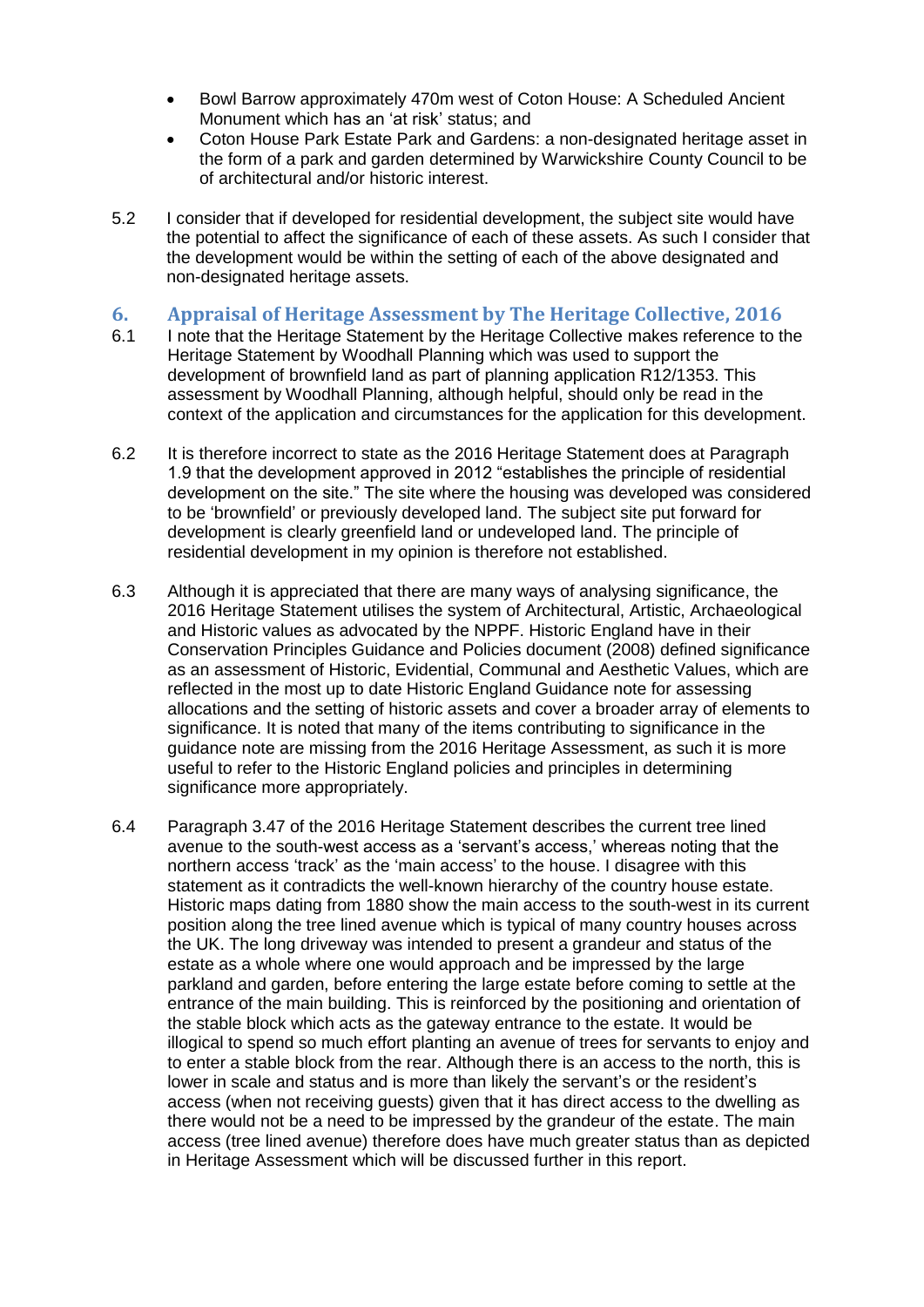- Bowl Barrow approximately 470m west of Coton House: A Scheduled Ancient Monument which has an 'at risk' status; and
- Coton House Park Estate Park and Gardens: a non-designated heritage asset in the form of a park and garden determined by Warwickshire County Council to be of architectural and/or historic interest.

5.2 I consider that if developed for residential development, the subject site would have the potential to affect the significance of each of these assets. As such I consider that the development would be within the setting of each of the above designated and non-designated heritage assets.

## 6. Appraisal of Heritage Assessment by The Heritage Collective, 2016

6.1 I note that the Heritage Statement by the Heritage Collective makes reference to the Heritage Statement by Woodhall Planning which was used to support the development of brownfield land as part of planning application R12/1353. This assessment by Woodhall Planning, although helpful, should only be read in the context of the application and circumstances for the application for this development.

6.2 It is therefore incorrect to state as the 2016 Heritage Statement does at Paragraph 1.9 that the development approved in 2012 "establishes the principle of residential development on the site." The site where the housing was developed was considered to be 'brownfield' or previously developed land. The subject site put forward for development is clearly greenfield land or undeveloped land. The principle of residential development in my opinion is therefore not established.

6.3 Although it is appreciated that there are many ways of analysing significance, the 2016 Heritage Statement utilises the system of Architectural, Artistic, Archaeological and Historic values as advocated by the NPPF. Historic England have in their Conservation Principles Guidance and Policies document (2008) defined significance as an assessment of Historic, Evidential, Communal and Aesthetic Values, which are reflected in the most up to date Historic England Guidance note for assessing allocations and the setting of historic assets and cover a broader array of elements to significance. It is noted that many of the items contributing to significance in the guidance note are missing from the 2016 Heritage Assessment, as such it is more useful to refer to the Historic England policies and principles in determining significance more appropriately.

6.4 Paragraph 3.47 of the 2016 Heritage Statement describes the current tree lined avenue to the south-west access as a 'servant's access,' whereas noting that the northern access 'track' as the 'main access' to the house. I disagree with this statement as it contradicts the well-known hierarchy of the country house estate. Historic maps dating from 1880 show the main access to the south-west in its current position along the tree lined avenue which is typical of many country houses across the UK. The long driveway was intended to present a grandeur and status of the estate as a whole where one would approach and be impressed by the large parkland and garden, before entering the large estate before coming to settle at the entrance of the main building. This is reinforced by the positioning and orientation of the stable block which acts as the gateway entrance to the estate. It would be illogical to spend so much effort planting an avenue of trees for servants to enjoy and to enter a stable block from the rear. Although there is an access to the north, this is lower in scale and status and is more than likely the servant's or the resident's access (when not receiving guests) given that it has direct access to the dwelling as there would not be a need to be impressed by the grandeur of the estate. The main access (tree lined avenue) therefore does have much greater status than as depicted in Heritage Assessment which will be discussed further in this report.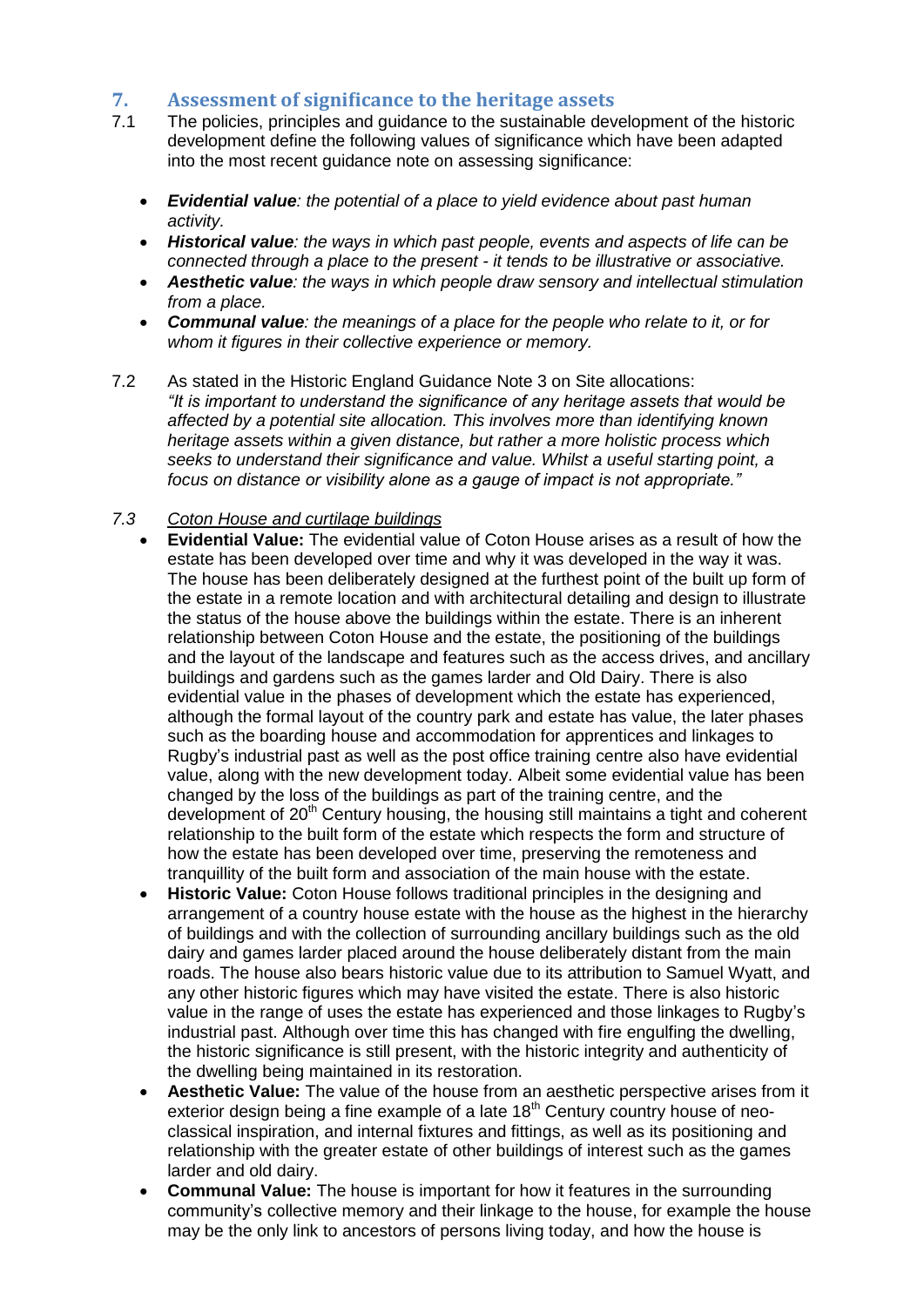## 7. Assessment of significance to the heritage assets

7.1 The policies, principles and guidance to the sustainable development of the historic development define the following values of significance which have been adapted into the most recent guidance note on assessing significance:

- ***Evidential value**: the potential of a place to yield evidence about past human activity.*
- ***Historical value**: the ways in which past people, events and aspects of life can be connected through a place to the present - it tends to be illustrative or associative.*
- ***Aesthetic value**: the ways in which people draw sensory and intellectual stimulation from a place.*
- ***Communal value**: the meanings of a place for the people who relate to it, or for whom it figures in their collective experience or memory.*

7.2 As stated in the Historic England Guidance Note 3 on Site allocations:
*"It is important to understand the significance of any heritage assets that would be affected by a potential site allocation. This involves more than identifying known heritage assets within a given distance, but rather a more holistic process which seeks to understand their significance and value. Whilst a useful starting point, a focus on distance or visibility alone as a gauge of impact is not appropriate."*

*7.3 Coton House and curtilage buildings*

- **Evidential Value:** The evidential value of Coton House arises as a result of how the estate has been developed over time and why it was developed in the way it was. The house has been deliberately designed at the furthest point of the built up form of the estate in a remote location and with architectural detailing and design to illustrate the status of the house above the buildings within the estate. There is an inherent relationship between Coton House and the estate, the positioning of the buildings and the layout of the landscape and features such as the access drives, and ancillary buildings and gardens such as the games larder and Old Dairy. There is also evidential value in the phases of development which the estate has experienced, although the formal layout of the country park and estate has value, the later phases such as the boarding house and accommodation for apprentices and linkages to Rugby's industrial past as well as the post office training centre also have evidential value, along with the new development today. Albeit some evidential value has been changed by the loss of the buildings as part of the training centre, and the development of 20th Century housing, the housing still maintains a tight and coherent relationship to the built form of the estate which respects the form and structure of how the estate has been developed over time, preserving the remoteness and tranquillity of the built form and association of the main house with the estate.
- **Historic Value:** Coton House follows traditional principles in the designing and arrangement of a country house estate with the house as the highest in the hierarchy of buildings and with the collection of surrounding ancillary buildings such as the old dairy and games larder placed around the house deliberately distant from the main roads. The house also bears historic value due to its attribution to Samuel Wyatt, and any other historic figures which may have visited the estate. There is also historic value in the range of uses the estate has experienced and those linkages to Rugby's industrial past. Although over time this has changed with fire engulfing the dwelling, the historic significance is still present, with the historic integrity and authenticity of the dwelling being maintained in its restoration.
- **Aesthetic Value:** The value of the house from an aesthetic perspective arises from it exterior design being a fine example of a late 18th Century country house of neo-classical inspiration, and internal fixtures and fittings, as well as its positioning and relationship with the greater estate of other buildings of interest such as the games larder and old dairy.
- **Communal Value:** The house is important for how it features in the surrounding community's collective memory and their linkage to the house, for example the house may be the only link to ancestors of persons living today, and how the house is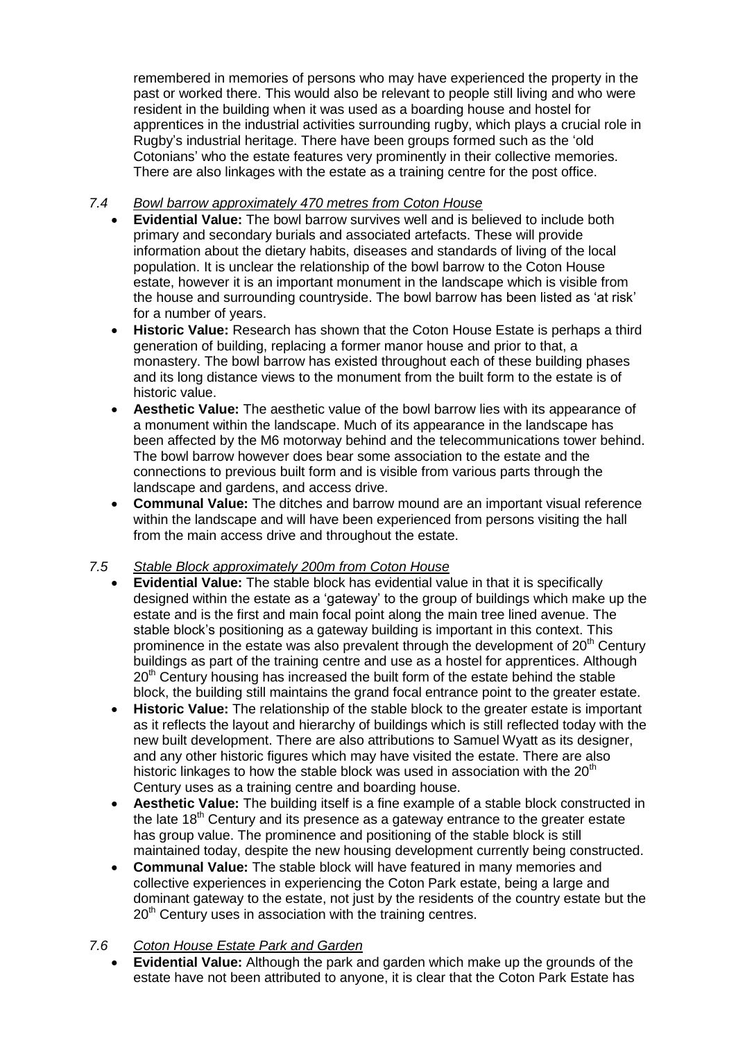remembered in memories of persons who may have experienced the property in the past or worked there. This would also be relevant to people still living and who were resident in the building when it was used as a boarding house and hostel for apprentices in the industrial activities surrounding rugby, which plays a crucial role in Rugby's industrial heritage. There have been groups formed such as the 'old Cotonians' who the estate features very prominently in their collective memories. There are also linkages with the estate as a training centre for the post office.

*7.4 Bowl barrow approximately 470 metres from Coton House*

- **Evidential Value:** The bowl barrow survives well and is believed to include both primary and secondary burials and associated artefacts. These will provide information about the dietary habits, diseases and standards of living of the local population. It is unclear the relationship of the bowl barrow to the Coton House estate, however it is an important monument in the landscape which is visible from the house and surrounding countryside. The bowl barrow has been listed as 'at risk' for a number of years.
- **Historic Value:** Research has shown that the Coton House Estate is perhaps a third generation of building, replacing a former manor house and prior to that, a monastery. The bowl barrow has existed throughout each of these building phases and its long distance views to the monument from the built form to the estate is of historic value.
- **Aesthetic Value:** The aesthetic value of the bowl barrow lies with its appearance of a monument within the landscape. Much of its appearance in the landscape has been affected by the M6 motorway behind and the telecommunications tower behind. The bowl barrow however does bear some association to the estate and the connections to previous built form and is visible from various parts through the landscape and gardens, and access drive.
- **Communal Value:** The ditches and barrow mound are an important visual reference within the landscape and will have been experienced from persons visiting the hall from the main access drive and throughout the estate.

*7.5 Stable Block approximately 200m from Coton House*

- **Evidential Value:** The stable block has evidential value in that it is specifically designed within the estate as a 'gateway' to the group of buildings which make up the estate and is the first and main focal point along the main tree lined avenue. The stable block's positioning as a gateway building is important in this context. This prominence in the estate was also prevalent through the development of 20th Century buildings as part of the training centre and use as a hostel for apprentices. Although 20th Century housing has increased the built form of the estate behind the stable block, the building still maintains the grand focal entrance point to the greater estate.
- **Historic Value:** The relationship of the stable block to the greater estate is important as it reflects the layout and hierarchy of buildings which is still reflected today with the new built development. There are also attributions to Samuel Wyatt as its designer, and any other historic figures which may have visited the estate. There are also historic linkages to how the stable block was used in association with the 20th Century uses as a training centre and boarding house.
- **Aesthetic Value:** The building itself is a fine example of a stable block constructed in the late 18th Century and its presence as a gateway entrance to the greater estate has group value. The prominence and positioning of the stable block is still maintained today, despite the new housing development currently being constructed.
- **Communal Value:** The stable block will have featured in many memories and collective experiences in experiencing the Coton Park estate, being a large and dominant gateway to the estate, not just by the residents of the country estate but the 20th Century uses in association with the training centres.

*7.6 Coton House Estate Park and Garden*

- **Evidential Value:** Although the park and garden which make up the grounds of the estate have not been attributed to anyone, it is clear that the Coton Park Estate has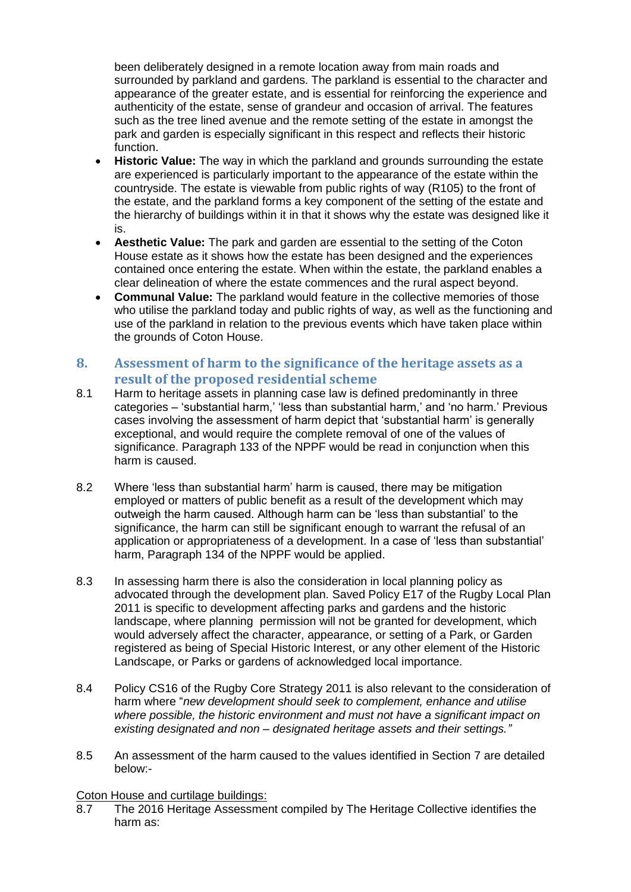been deliberately designed in a remote location away from main roads and surrounded by parkland and gardens. The parkland is essential to the character and appearance of the greater estate, and is essential for reinforcing the experience and authenticity of the estate, sense of grandeur and occasion of arrival. The features such as the tree lined avenue and the remote setting of the estate in amongst the park and garden is especially significant in this respect and reflects their historic function.

- **Historic Value:** The way in which the parkland and grounds surrounding the estate are experienced is particularly important to the appearance of the estate within the countryside. The estate is viewable from public rights of way (R105) to the front of the estate, and the parkland forms a key component of the setting of the estate and the hierarchy of buildings within it in that it shows why the estate was designed like it is.
- **Aesthetic Value:** The park and garden are essential to the setting of the Coton House estate as it shows how the estate has been designed and the experiences contained once entering the estate. When within the estate, the parkland enables a clear delineation of where the estate commences and the rural aspect beyond.
- **Communal Value:** The parkland would feature in the collective memories of those who utilise the parkland today and public rights of way, as well as the functioning and use of the parkland in relation to the previous events which have taken place within the grounds of Coton House.

## 8. Assessment of harm to the significance of the heritage assets as a result of the proposed residential scheme

8.1 Harm to heritage assets in planning case law is defined predominantly in three categories – 'substantial harm,' 'less than substantial harm,' and 'no harm.' Previous cases involving the assessment of harm depict that 'substantial harm' is generally exceptional, and would require the complete removal of one of the values of significance. Paragraph 133 of the NPPF would be read in conjunction when this harm is caused.

8.2 Where 'less than substantial harm' harm is caused, there may be mitigation employed or matters of public benefit as a result of the development which may outweigh the harm caused. Although harm can be 'less than substantial' to the significance, the harm can still be significant enough to warrant the refusal of an application or appropriateness of a development. In a case of 'less than substantial' harm, Paragraph 134 of the NPPF would be applied.

8.3 In assessing harm there is also the consideration in local planning policy as advocated through the development plan. Saved Policy E17 of the Rugby Local Plan 2011 is specific to development affecting parks and gardens and the historic landscape, where planning permission will not be granted for development, which would adversely affect the character, appearance, or setting of a Park, or Garden registered as being of Special Historic Interest, or any other element of the Historic Landscape, or Parks or gardens of acknowledged local importance.

8.4 Policy CS16 of the Rugby Core Strategy 2011 is also relevant to the consideration of harm where "*new development should seek to complement, enhance and utilise where possible, the historic environment and must not have a significant impact on existing designated and non – designated heritage assets and their settings.*"

8.5 An assessment of the harm caused to the values identified in Section 7 are detailed below:-

<u>Coton House and curtilage buildings:</u>

8.7 The 2016 Heritage Assessment compiled by The Heritage Collective identifies the harm as: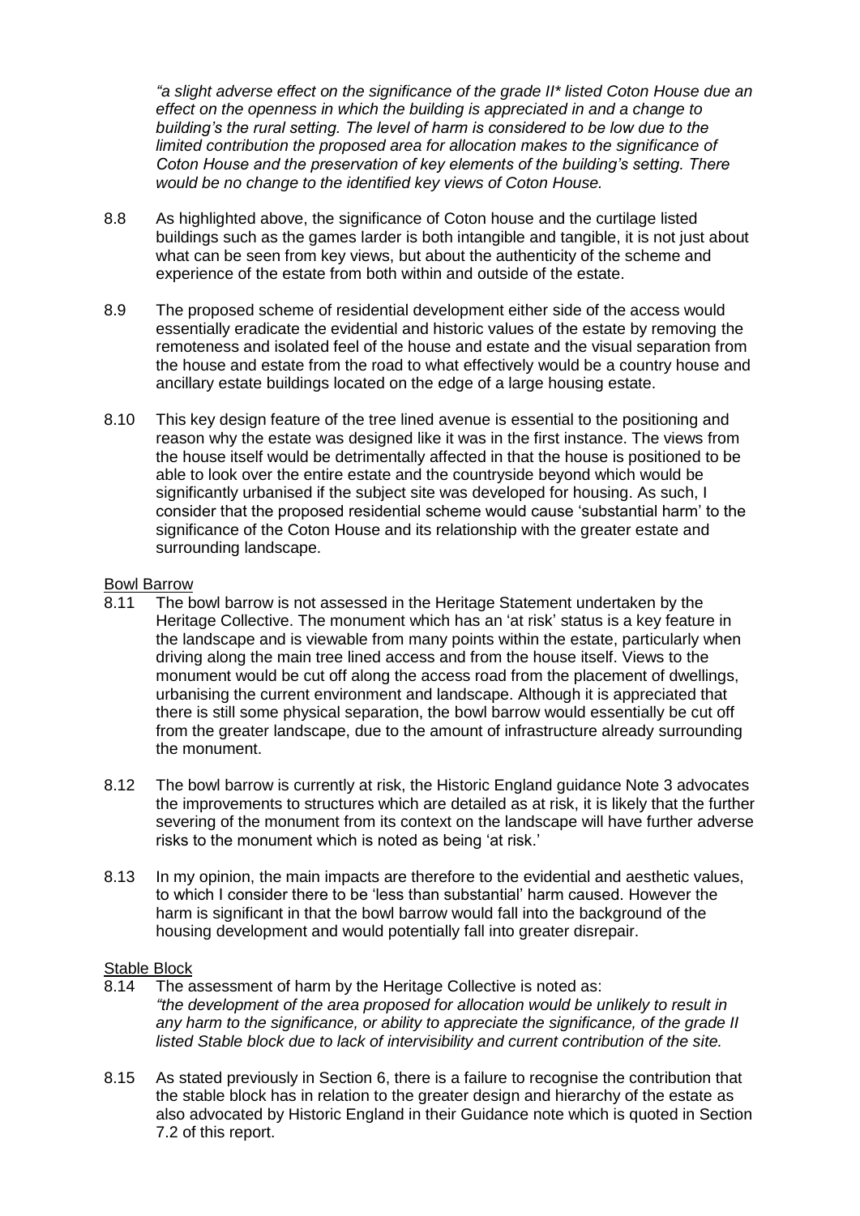*"a slight adverse effect on the significance of the grade II\* listed Coton House due an effect on the openness in which the building is appreciated in and a change to building's the rural setting. The level of harm is considered to be low due to the limited contribution the proposed area for allocation makes to the significance of Coton House and the preservation of key elements of the building's setting. There would be no change to the identified key views of Coton House.*

8.8 As highlighted above, the significance of Coton house and the curtilage listed buildings such as the games larder is both intangible and tangible, it is not just about what can be seen from key views, but about the authenticity of the scheme and experience of the estate from both within and outside of the estate.

8.9 The proposed scheme of residential development either side of the access would essentially eradicate the evidential and historic values of the estate by removing the remoteness and isolated feel of the house and estate and the visual separation from the house and estate from the road to what effectively would be a country house and ancillary estate buildings located on the edge of a large housing estate.

8.10 This key design feature of the tree lined avenue is essential to the positioning and reason why the estate was designed like it was in the first instance. The views from the house itself would be detrimentally affected in that the house is positioned to be able to look over the entire estate and the countryside beyond which would be significantly urbanised if the subject site was developed for housing. As such, I consider that the proposed residential scheme would cause 'substantial harm' to the significance of the Coton House and its relationship with the greater estate and surrounding landscape.

<u>Bowl Barrow</u>

8.11 The bowl barrow is not assessed in the Heritage Statement undertaken by the Heritage Collective. The monument which has an 'at risk' status is a key feature in the landscape and is viewable from many points within the estate, particularly when driving along the main tree lined access and from the house itself. Views to the monument would be cut off along the access road from the placement of dwellings, urbanising the current environment and landscape. Although it is appreciated that there is still some physical separation, the bowl barrow would essentially be cut off from the greater landscape, due to the amount of infrastructure already surrounding the monument.

8.12 The bowl barrow is currently at risk, the Historic England guidance Note 3 advocates the improvements to structures which are detailed as at risk, it is likely that the further severing of the monument from its context on the landscape will have further adverse risks to the monument which is noted as being 'at risk.'

8.13 In my opinion, the main impacts are therefore to the evidential and aesthetic values, to which I consider there to be 'less than substantial' harm caused. However the harm is significant in that the bowl barrow would fall into the background of the housing development and would potentially fall into greater disrepair.

<u>Stable Block</u>

8.14 The assessment of harm by the Heritage Collective is noted as:
*"the development of the area proposed for allocation would be unlikely to result in any harm to the significance, or ability to appreciate the significance, of the grade II listed Stable block due to lack of intervisibility and current contribution of the site.*

8.15 As stated previously in Section 6, there is a failure to recognise the contribution that the stable block has in relation to the greater design and hierarchy of the estate as also advocated by Historic England in their Guidance note which is quoted in Section 7.2 of this report.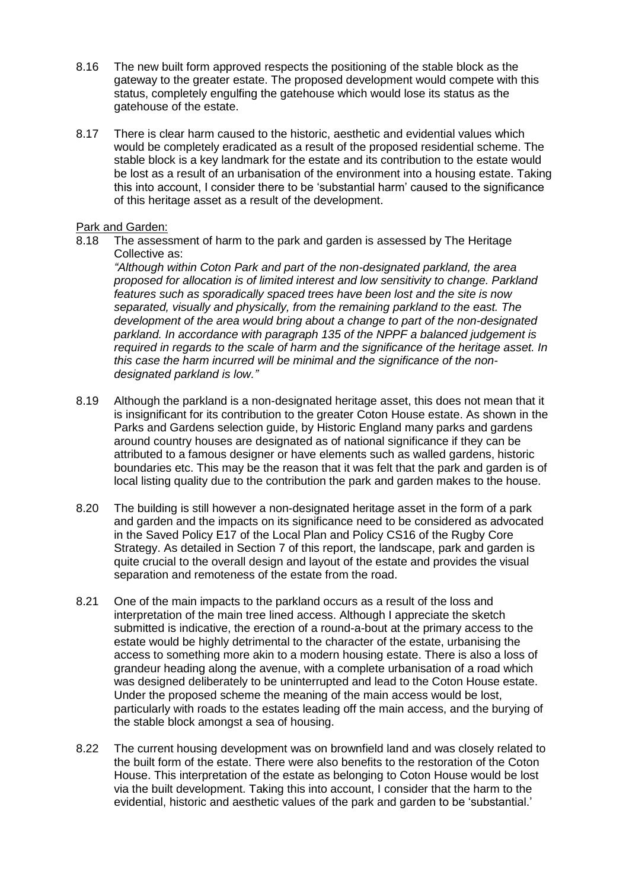8.16 The new built form approved respects the positioning of the stable block as the gateway to the greater estate. The proposed development would compete with this status, completely engulfing the gatehouse which would lose its status as the gatehouse of the estate.

8.17 There is clear harm caused to the historic, aesthetic and evidential values which would be completely eradicated as a result of the proposed residential scheme. The stable block is a key landmark for the estate and its contribution to the estate would be lost as a result of an urbanisation of the environment into a housing estate. Taking this into account, I consider there to be 'substantial harm' caused to the significance of this heritage asset as a result of the development.

Park and Garden:

8.18 The assessment of harm to the park and garden is assessed by The Heritage Collective as:
*"Although within Coton Park and part of the non-designated parkland, the area proposed for allocation is of limited interest and low sensitivity to change. Parkland features such as sporadically spaced trees have been lost and the site is now separated, visually and physically, from the remaining parkland to the east. The development of the area would bring about a change to part of the non-designated parkland. In accordance with paragraph 135 of the NPPF a balanced judgement is required in regards to the scale of harm and the significance of the heritage asset. In this case the harm incurred will be minimal and the significance of the non-designated parkland is low."*

8.19 Although the parkland is a non-designated heritage asset, this does not mean that it is insignificant for its contribution to the greater Coton House estate. As shown in the Parks and Gardens selection guide, by Historic England many parks and gardens around country houses are designated as of national significance if they can be attributed to a famous designer or have elements such as walled gardens, historic boundaries etc. This may be the reason that it was felt that the park and garden is of local listing quality due to the contribution the park and garden makes to the house.

8.20 The building is still however a non-designated heritage asset in the form of a park and garden and the impacts on its significance need to be considered as advocated in the Saved Policy E17 of the Local Plan and Policy CS16 of the Rugby Core Strategy. As detailed in Section 7 of this report, the landscape, park and garden is quite crucial to the overall design and layout of the estate and provides the visual separation and remoteness of the estate from the road.

8.21 One of the main impacts to the parkland occurs as a result of the loss and interpretation of the main tree lined access. Although I appreciate the sketch submitted is indicative, the erection of a round-a-bout at the primary access to the estate would be highly detrimental to the character of the estate, urbanising the access to something more akin to a modern housing estate. There is also a loss of grandeur heading along the avenue, with a complete urbanisation of a road which was designed deliberately to be uninterrupted and lead to the Coton House estate. Under the proposed scheme the meaning of the main access would be lost, particularly with roads to the estates leading off the main access, and the burying of the stable block amongst a sea of housing.

8.22 The current housing development was on brownfield land and was closely related to the built form of the estate. There were also benefits to the restoration of the Coton House. This interpretation of the estate as belonging to Coton House would be lost via the built development. Taking this into account, I consider that the harm to the evidential, historic and aesthetic values of the park and garden to be 'substantial.'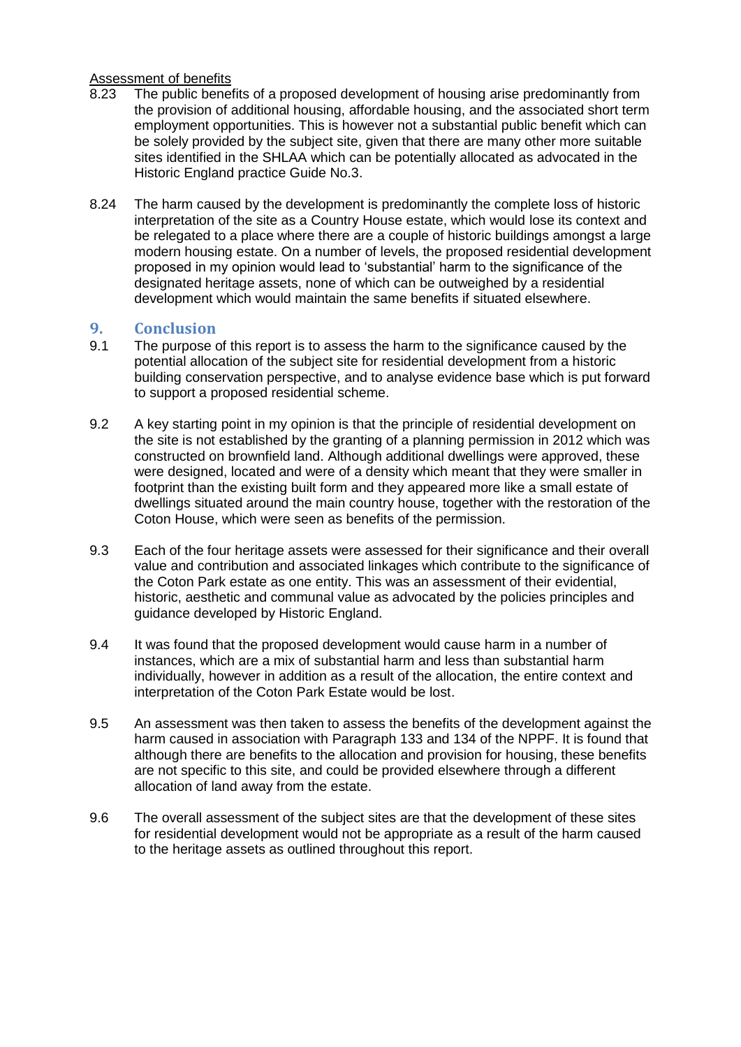Assessment of benefits

8.23 The public benefits of a proposed development of housing arise predominantly from the provision of additional housing, affordable housing, and the associated short term employment opportunities. This is however not a substantial public benefit which can be solely provided by the subject site, given that there are many other more suitable sites identified in the SHLAA which can be potentially allocated as advocated in the Historic England practice Guide No.3.

8.24 The harm caused by the development is predominantly the complete loss of historic interpretation of the site as a Country House estate, which would lose its context and be relegated to a place where there are a couple of historic buildings amongst a large modern housing estate. On a number of levels, the proposed residential development proposed in my opinion would lead to 'substantial' harm to the significance of the designated heritage assets, none of which can be outweighed by a residential development which would maintain the same benefits if situated elsewhere.

## 9. Conclusion

9.1 The purpose of this report is to assess the harm to the significance caused by the potential allocation of the subject site for residential development from a historic building conservation perspective, and to analyse evidence base which is put forward to support a proposed residential scheme.

9.2 A key starting point in my opinion is that the principle of residential development on the site is not established by the granting of a planning permission in 2012 which was constructed on brownfield land. Although additional dwellings were approved, these were designed, located and were of a density which meant that they were smaller in footprint than the existing built form and they appeared more like a small estate of dwellings situated around the main country house, together with the restoration of the Coton House, which were seen as benefits of the permission.

9.3 Each of the four heritage assets were assessed for their significance and their overall value and contribution and associated linkages which contribute to the significance of the Coton Park estate as one entity. This was an assessment of their evidential, historic, aesthetic and communal value as advocated by the policies principles and guidance developed by Historic England.

9.4 It was found that the proposed development would cause harm in a number of instances, which are a mix of substantial harm and less than substantial harm individually, however in addition as a result of the allocation, the entire context and interpretation of the Coton Park Estate would be lost.

9.5 An assessment was then taken to assess the benefits of the development against the harm caused in association with Paragraph 133 and 134 of the NPPF. It is found that although there are benefits to the allocation and provision for housing, these benefits are not specific to this site, and could be provided elsewhere through a different allocation of land away from the estate.

9.6 The overall assessment of the subject sites are that the development of these sites for residential development would not be appropriate as a result of the harm caused to the heritage assets as outlined throughout this report.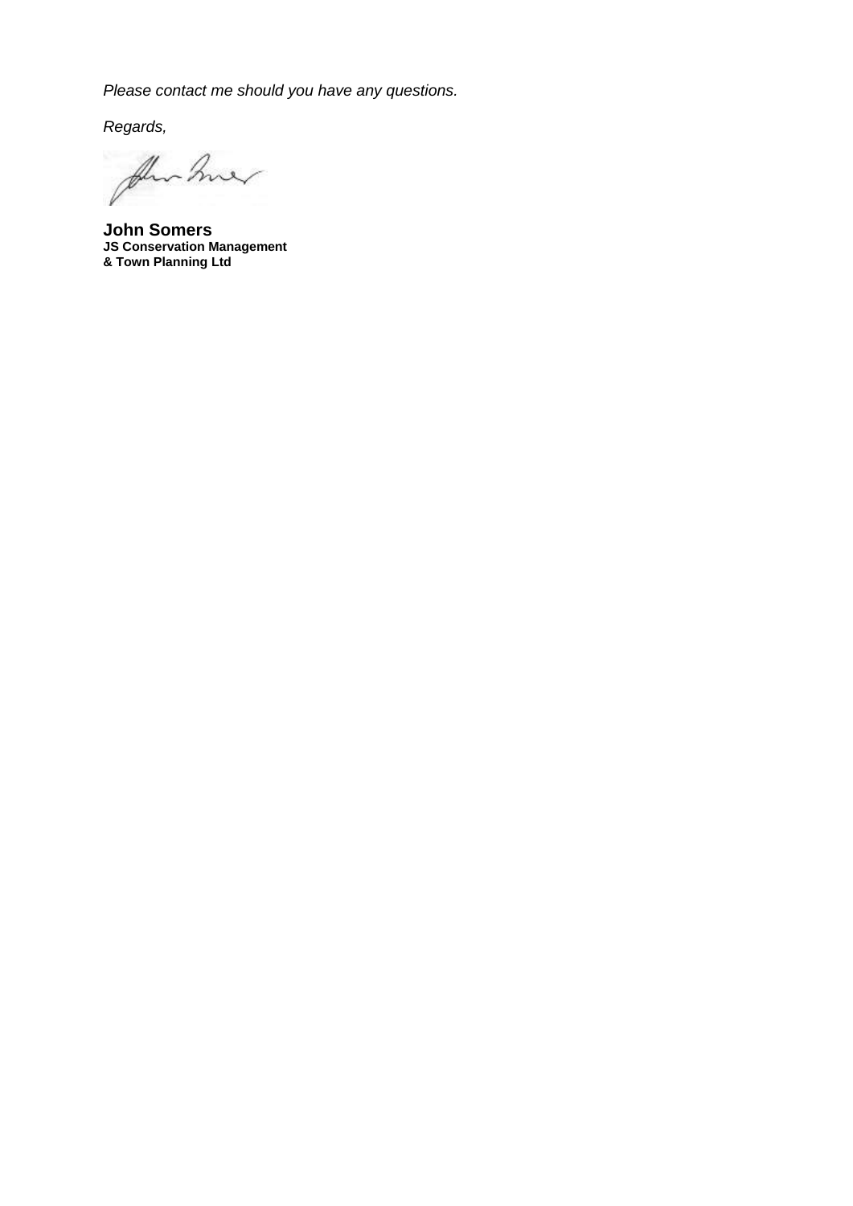*Please contact me should you have any questions.*

*Regards,*

**John Somers**
**JS Conservation Management**
**& Town Planning Ltd**